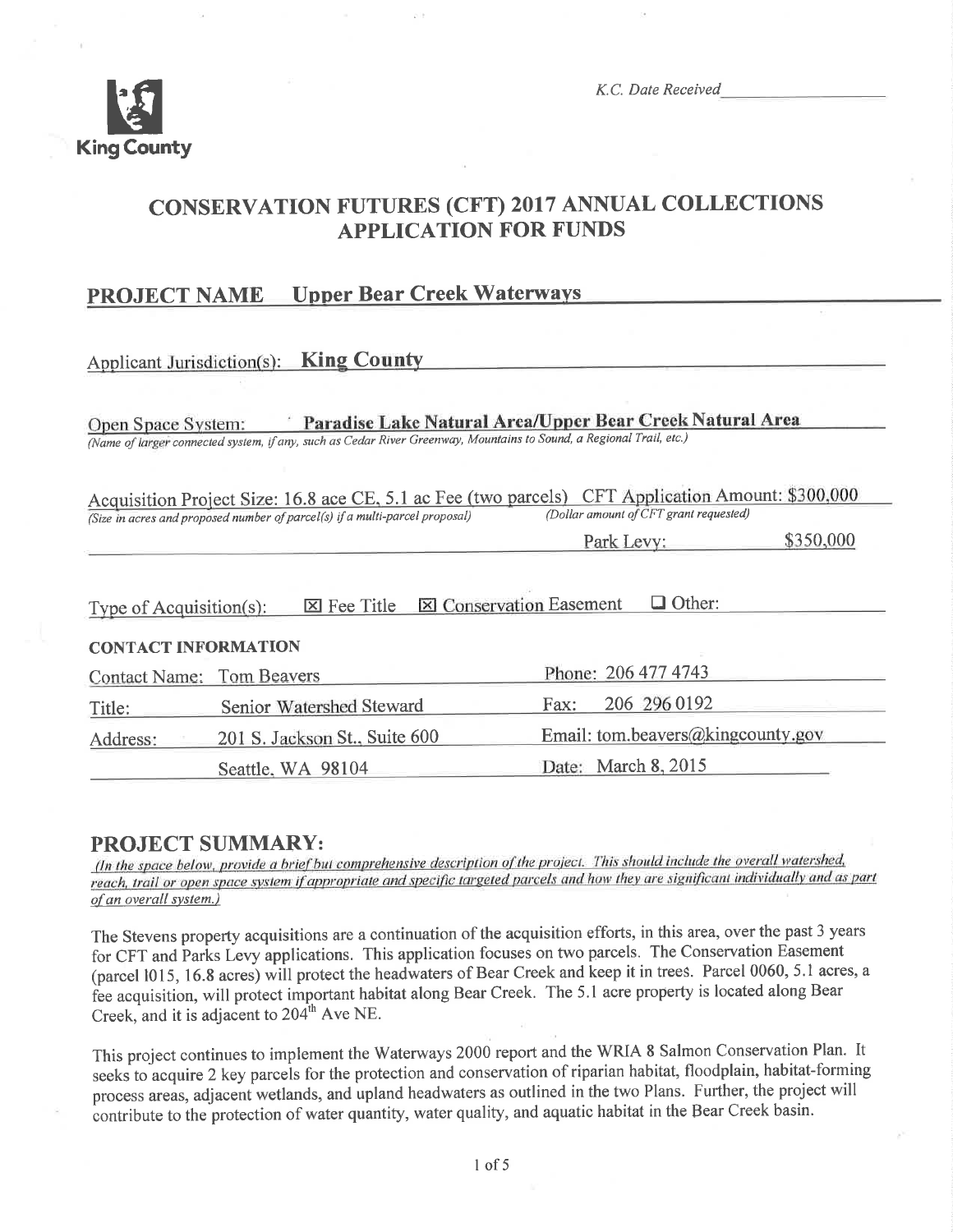King County

*K.C. Date Received*

# CONSERVATION FUTURES (CFT) 2017 ANNUAL COLLECTIONS APPLICATION FOR FUNDS

## PROJECT NAME Upper Bear Creek Waterways

Applicant Jurisdiction(s): **King County**

Open Space System: **Paradise Lake Natural Area/Upper Bear Creek Natural Area**
*(Name of larger connected system, if any, such as Cedar River Greenway, Mountains to Sound, a Regional Trail, etc.)*

Acquisition Project Size: 16.8 ace CE, 5.1 ac Fee (two parcels) CFT Application Amount: $300,000
*(Size in acres and proposed number of parcel(s) if a multi-parcel proposal)* *(Dollar amount of CFT grant requested)*

Park Levy: $350,000

Type of Acquisition(s): ☒ Fee Title ☒ Conservation Easement ☐ Other:

**CONTACT INFORMATION**

| | |
|---|---|
| Contact Name: Tom Beavers | Phone: 206 477 4743 |
| Title: Senior Watershed Steward | Fax: 206 296 0192 |
| Address: 201 S. Jackson St., Suite 600 | Email: tom.beavers@kingcounty.gov |
| Seattle, WA 98104 | Date: March 8, 2015 |

## PROJECT SUMMARY:

*(In the space below, provide a brief but comprehensive description of the project. This should include the overall watershed, reach, trail or open space system if appropriate and specific targeted parcels and how they are significant individually and as part of an overall system.)*

The Stevens property acquisitions are a continuation of the acquisition efforts, in this area, over the past 3 years for CFT and Parks Levy applications. This application focuses on two parcels. The Conservation Easement (parcel 1015, 16.8 acres) will protect the headwaters of Bear Creek and keep it in trees. Parcel 0060, 5.1 acres, a fee acquisition, will protect important habitat along Bear Creek. The 5.1 acre property is located along Bear Creek, and it is adjacent to 204th Ave NE.

This project continues to implement the Waterways 2000 report and the WRIA 8 Salmon Conservation Plan. It seeks to acquire 2 key parcels for the protection and conservation of riparian habitat, floodplain, habitat-forming process areas, adjacent wetlands, and upland headwaters as outlined in the two Plans. Further, the project will contribute to the protection of water quantity, water quality, and aquatic habitat in the Bear Creek basin.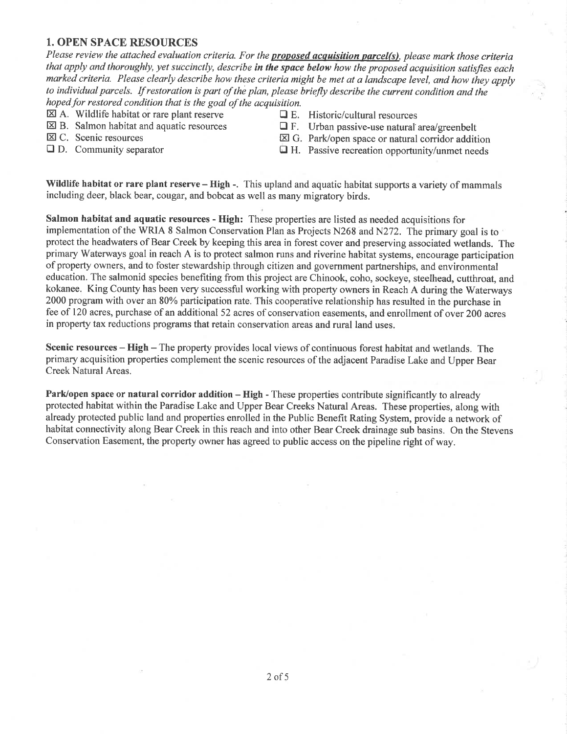## 1. OPEN SPACE RESOURCES

*Please review the attached evaluation criteria. For the* ***proposed acquisition parcel(s)****, please mark those criteria that apply and thoroughly, yet succinctly, describe* ***in the space below*** *how the proposed acquisition satisfies each marked criteria. Please clearly describe how these criteria might be met at a landscape level, and how they apply to individual parcels. If restoration is part of the plan, please briefly describe the current condition and the hoped for restored condition that is the goal of the acquisition.*

- ☒ A. Wildlife habitat or rare plant reserve
- ☒ B. Salmon habitat and aquatic resources
- ☒ C. Scenic resources
- ☐ D. Community separator
- ☐ E. Historic/cultural resources
- ☐ F. Urban passive-use natural area/greenbelt
- ☒ G. Park/open space or natural corridor addition
- ☐ H. Passive recreation opportunity/unmet needs

**Wildlife habitat or rare plant reserve – High -.** This upland and aquatic habitat supports a variety of mammals including deer, black bear, cougar, and bobcat as well as many migratory birds.

**Salmon habitat and aquatic resources - High:** These properties are listed as needed acquisitions for implementation of the WRIA 8 Salmon Conservation Plan as Projects N268 and N272. The primary goal is to protect the headwaters of Bear Creek by keeping this area in forest cover and preserving associated wetlands. The primary Waterways goal in reach A is to protect salmon runs and riverine habitat systems, encourage participation of property owners, and to foster stewardship through citizen and government partnerships, and environmental education. The salmonid species benefiting from this project are Chinook, coho, sockeye, steelhead, cutthroat, and kokanee. King County has been very successful working with property owners in Reach A during the Waterways 2000 program with over an 80% participation rate. This cooperative relationship has resulted in the purchase in fee of 120 acres, purchase of an additional 52 acres of conservation easements, and enrollment of over 200 acres in property tax reductions programs that retain conservation areas and rural land uses.

**Scenic resources – High –** The property provides local views of continuous forest habitat and wetlands. The primary acquisition properties complement the scenic resources of the adjacent Paradise Lake and Upper Bear Creek Natural Areas.

**Park/open space or natural corridor addition – High -** These properties contribute significantly to already protected habitat within the Paradise Lake and Upper Bear Creeks Natural Areas. These properties, along with already protected public land and properties enrolled in the Public Benefit Rating System, provide a network of habitat connectivity along Bear Creek in this reach and into other Bear Creek drainage sub basins. On the Stevens Conservation Easement, the property owner has agreed to public access on the pipeline right of way.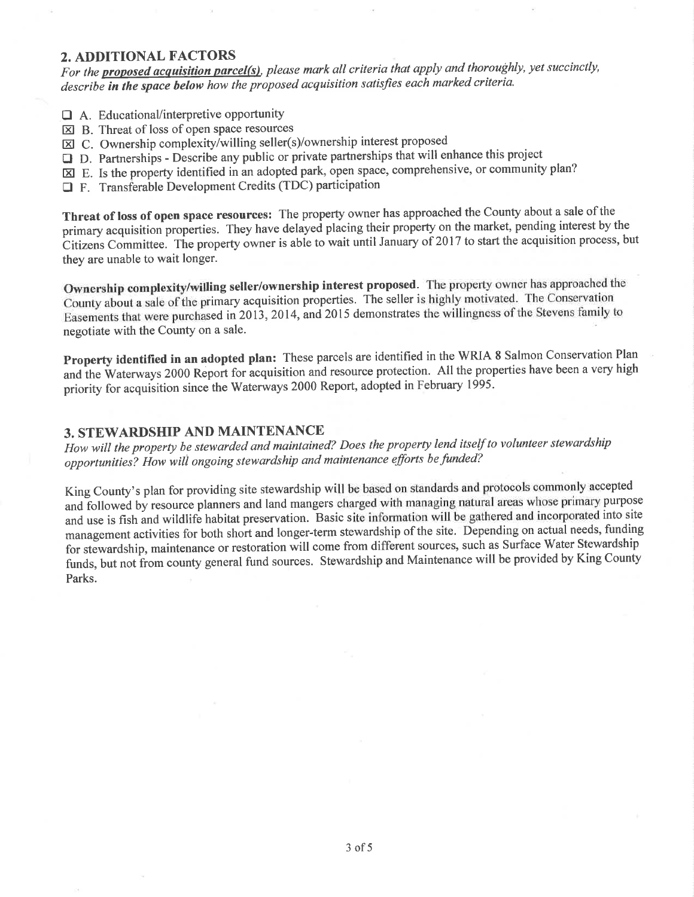## 2. ADDITIONAL FACTORS

*For the* ***proposed acquisition parcel(s)****, please mark all criteria that apply and thoroughly, yet succinctly, describe* ***in the space below*** *how the proposed acquisition satisfies each marked criteria.*

- ☐ A. Educational/interpretive opportunity
- ☒ B. Threat of loss of open space resources
- ☒ C. Ownership complexity/willing seller(s)/ownership interest proposed
- ☐ D. Partnerships - Describe any public or private partnerships that will enhance this project
- ☒ E. Is the property identified in an adopted park, open space, comprehensive, or community plan?
- ☐ F. Transferable Development Credits (TDC) participation

**Threat of loss of open space resources:** The property owner has approached the County about a sale of the primary acquisition properties. They have delayed placing their property on the market, pending interest by the Citizens Committee. The property owner is able to wait until January of 2017 to start the acquisition process, but they are unable to wait longer.

**Ownership complexity/willing seller/ownership interest proposed**. The property owner has approached the County about a sale of the primary acquisition properties. The seller is highly motivated. The Conservation Easements that were purchased in 2013, 2014, and 2015 demonstrates the willingness of the Stevens family to negotiate with the County on a sale.

**Property identified in an adopted plan:** These parcels are identified in the WRIA 8 Salmon Conservation Plan and the Waterways 2000 Report for acquisition and resource protection. All the properties have been a very high priority for acquisition since the Waterways 2000 Report, adopted in February 1995.

## 3. STEWARDSHIP AND MAINTENANCE

*How will the property be stewarded and maintained? Does the property lend itself to volunteer stewardship opportunities? How will ongoing stewardship and maintenance efforts be funded?*

King County's plan for providing site stewardship will be based on standards and protocols commonly accepted and followed by resource planners and land mangers charged with managing natural areas whose primary purpose and use is fish and wildlife habitat preservation. Basic site information will be gathered and incorporated into site management activities for both short and longer-term stewardship of the site. Depending on actual needs, funding for stewardship, maintenance or restoration will come from different sources, such as Surface Water Stewardship funds, but not from county general fund sources. Stewardship and Maintenance will be provided by King County Parks.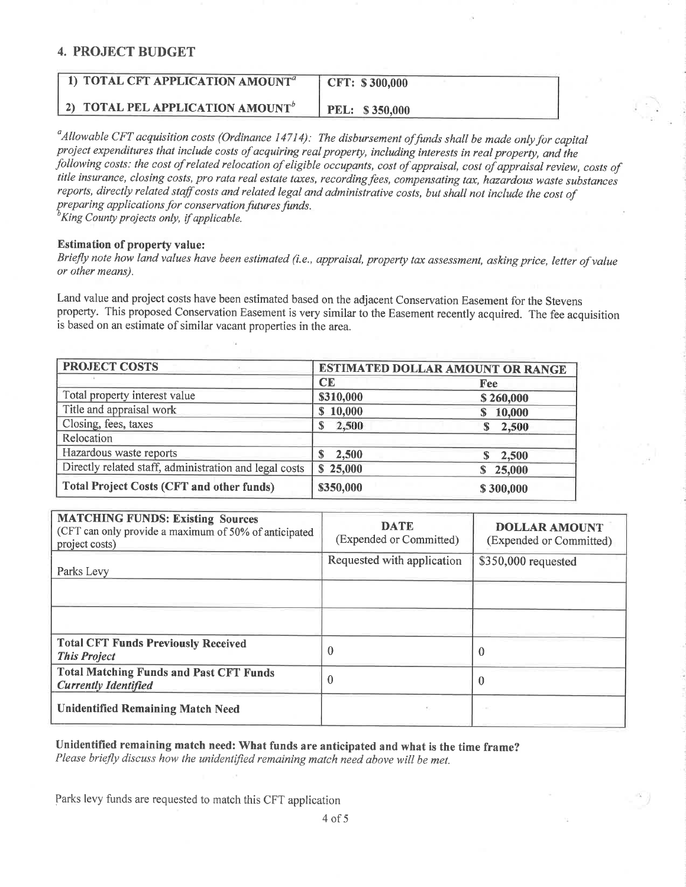## 4. PROJECT BUDGET

| | |
|---|---|
| 1) TOTAL CFT APPLICATION AMOUNT[a] | CFT: $ 300,000 |
| 2) TOTAL PEL APPLICATION AMOUNT[b] | PEL: $ 350,000 |

*[a]Allowable CFT acquisition costs (Ordinance 14714): The disbursement of funds shall be made only for capital project expenditures that include costs of acquiring real property, including interests in real property, and the following costs: the cost of related relocation of eligible occupants, cost of appraisal, cost of appraisal review, costs of title insurance, closing costs, pro rata real estate taxes, recording fees, compensating tax, hazardous waste substances reports, directly related staff costs and related legal and administrative costs, but shall not include the cost of preparing applications for conservation futures funds.*
*[b]King County projects only, if applicable.*

**Estimation of property value:**
*Briefly note how land values have been estimated (i.e., appraisal, property tax assessment, asking price, letter of value or other means).*

Land value and project costs have been estimated based on the adjacent Conservation Easement for the Stevens property. This proposed Conservation Easement is very similar to the Easement recently acquired. The fee acquisition is based on an estimate of similar vacant properties in the area.

| PROJECT COSTS | ESTIMATED DOLLAR AMOUNT OR RANGE | |
|---|---|---|
| | CE | Fee |
| Total property interest value | $310,000 | $ 260,000 |
| Title and appraisal work | $ 10,000 | $ 10,000 |
| Closing, fees, taxes | $ 2,500 | $ 2,500 |
| Relocation | | |
| Hazardous waste reports | $ 2,500 | $ 2,500 |
| Directly related staff, administration and legal costs | $ 25,000 | $ 25,000 |
| **Total Project Costs (CFT and other funds)** | $350,000 | $ 300,000 |

| **MATCHING FUNDS: Existing Sources** (CFT can only provide a maximum of 50% of anticipated project costs) | **DATE** (Expended or Committed) | **DOLLAR AMOUNT** (Expended or Committed) |
|---|---|---|
| Parks Levy | Requested with application | $350,000 requested |
| | | |
| | | |
| **Total CFT Funds Previously Received *This Project*** | 0 | 0 |
| **Total Matching Funds and Past CFT Funds *Currently Identified*** | 0 | 0 |
| **Unidentified Remaining Match Need** | | |

**Unidentified remaining match need: What funds are anticipated and what is the time frame?**
*Please briefly discuss how the unidentified remaining match need above will be met.*

Parks levy funds are requested to match this CFT application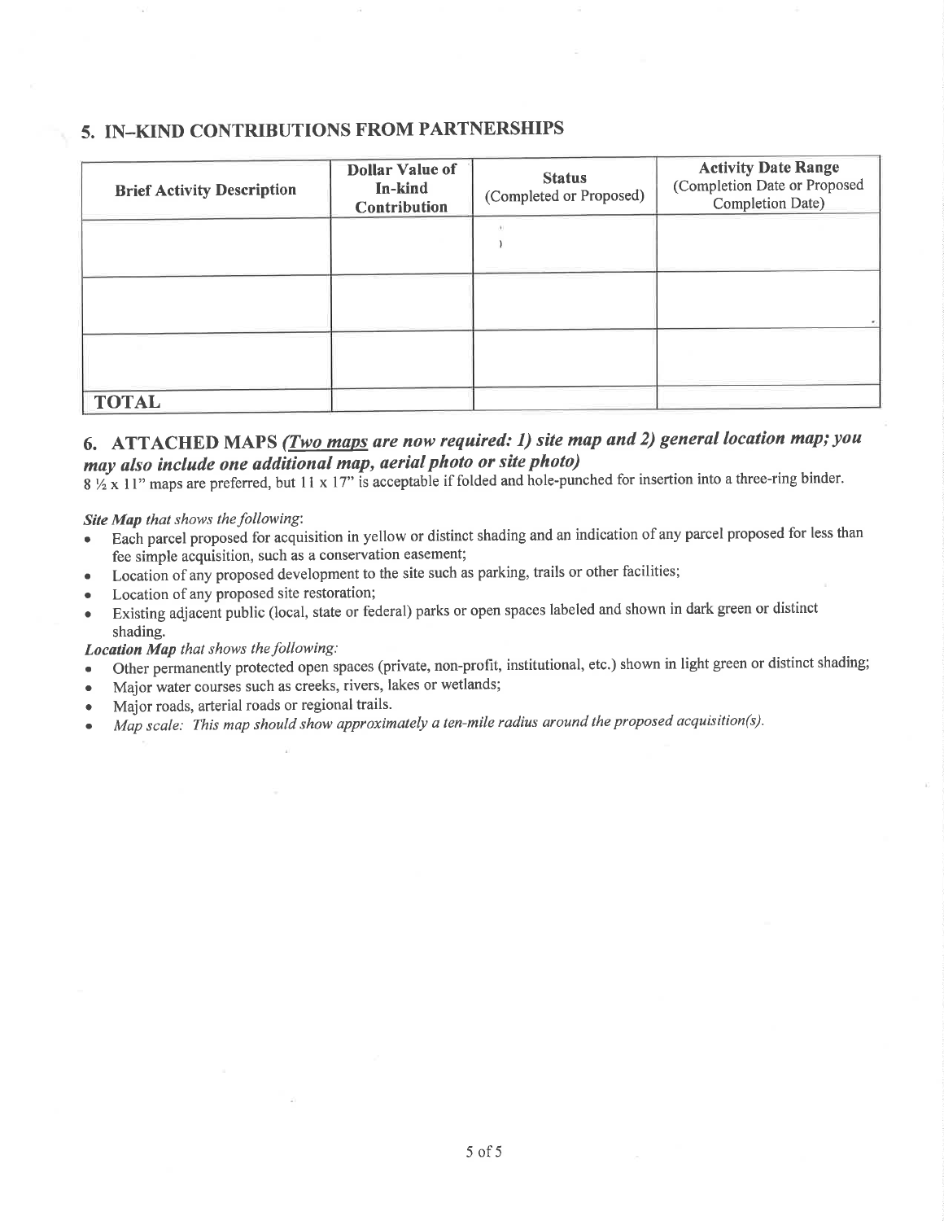## 5. IN–KIND CONTRIBUTIONS FROM PARTNERSHIPS

| Brief Activity Description | Dollar Value of In-kind Contribution | Status (Completed or Proposed) | Activity Date Range (Completion Date or Proposed Completion Date) |
|---|---|---|---|
| | | | |
| | | | |
| | | | |
| **TOTAL** | | | |

## 6. ATTACHED MAPS *(Two maps are now required: 1) site map and 2) general location map; you may also include one additional map, aerial photo or site photo)*

8 ½ x 11" maps are preferred, but 11 x 17" is acceptable if folded and hole-punched for insertion into a three-ring binder.

***Site Map** that shows the following*:

- Each parcel proposed for acquisition in yellow or distinct shading and an indication of any parcel proposed for less than fee simple acquisition, such as a conservation easement;
- Location of any proposed development to the site such as parking, trails or other facilities;
- Location of any proposed site restoration;
- Existing adjacent public (local, state or federal) parks or open spaces labeled and shown in dark green or distinct shading.

***Location Map** that shows the following:*

- Other permanently protected open spaces (private, non-profit, institutional, etc.) shown in light green or distinct shading;
- Major water courses such as creeks, rivers, lakes or wetlands;
- Major roads, arterial roads or regional trails.
- *Map scale: This map should show approximately a ten-mile radius around the proposed acquisition(s).*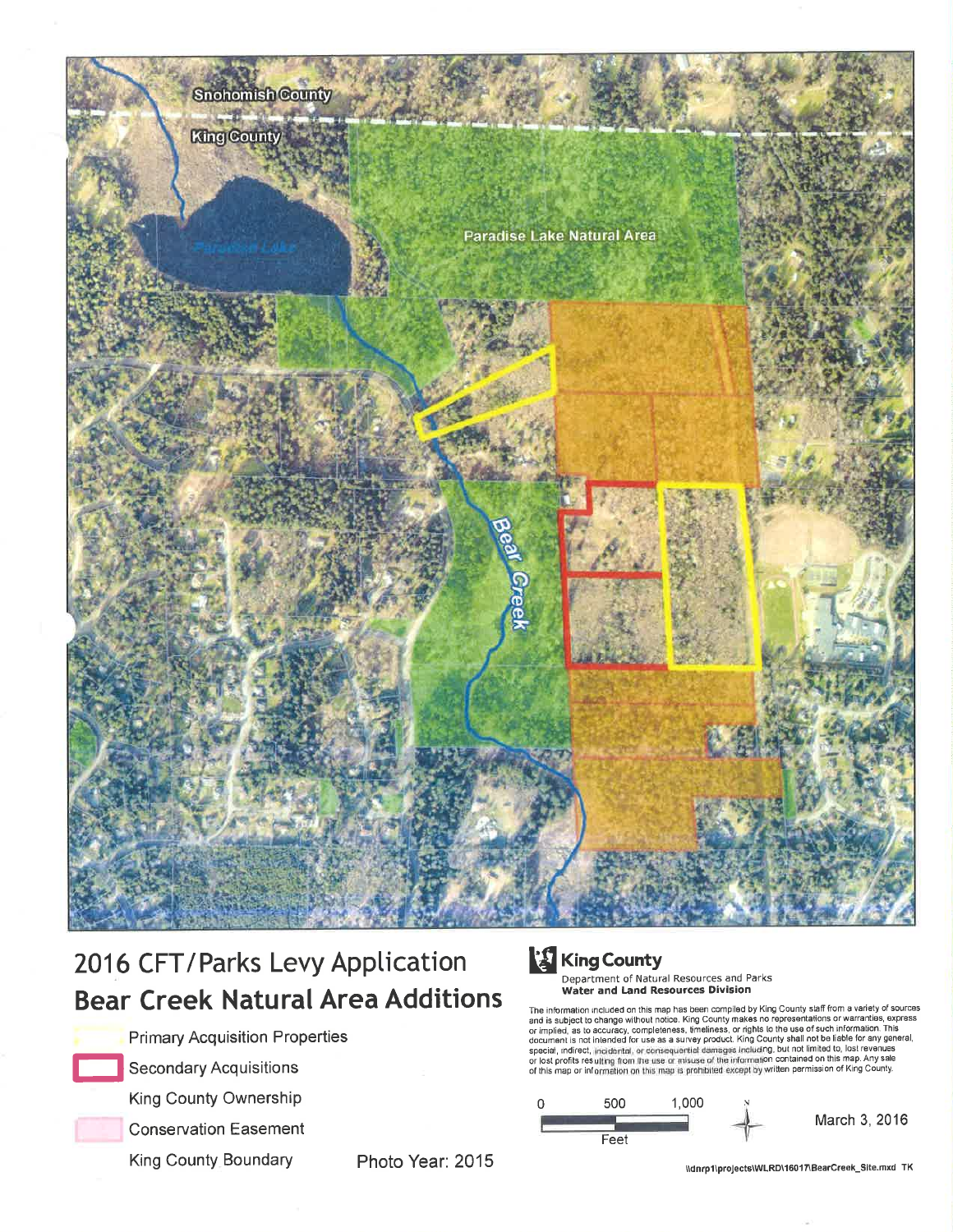Snohomish County

King County

Paradise Lake

Paradise Lake Natural Area

Bear Creek

# 2016 CFT/Parks Levy Application

## Bear Creek Natural Area Additions

- Primary Acquisition Properties
- Secondary Acquisitions
- King County Ownership
- Conservation Easement
- King County Boundary

Photo Year: 2015

**King County**

Department of Natural Resources and Parks
**Water and Land Resources Division**

The information included on this map has been compiled by King County staff from a variety of sources and is subject to change without notice. King County makes no representations or warranties, express or implied, as to accuracy, completeness, timeliness, or rights to the use of such information. This document is not intended for use as a survey product. King County shall not be liable for any general, special, indirect, incidental, or consequential damages including, but not limited to, lost revenues or lost profits resulting from the use or misuse of the information contained on this map. Any sale of this map or information on this map is prohibited except by written permission of King County.

0 500 1,000
Feet

N

March 3, 2016

\\dnrp1\projects\WLRD\16017\BearCreek_Site.mxd TK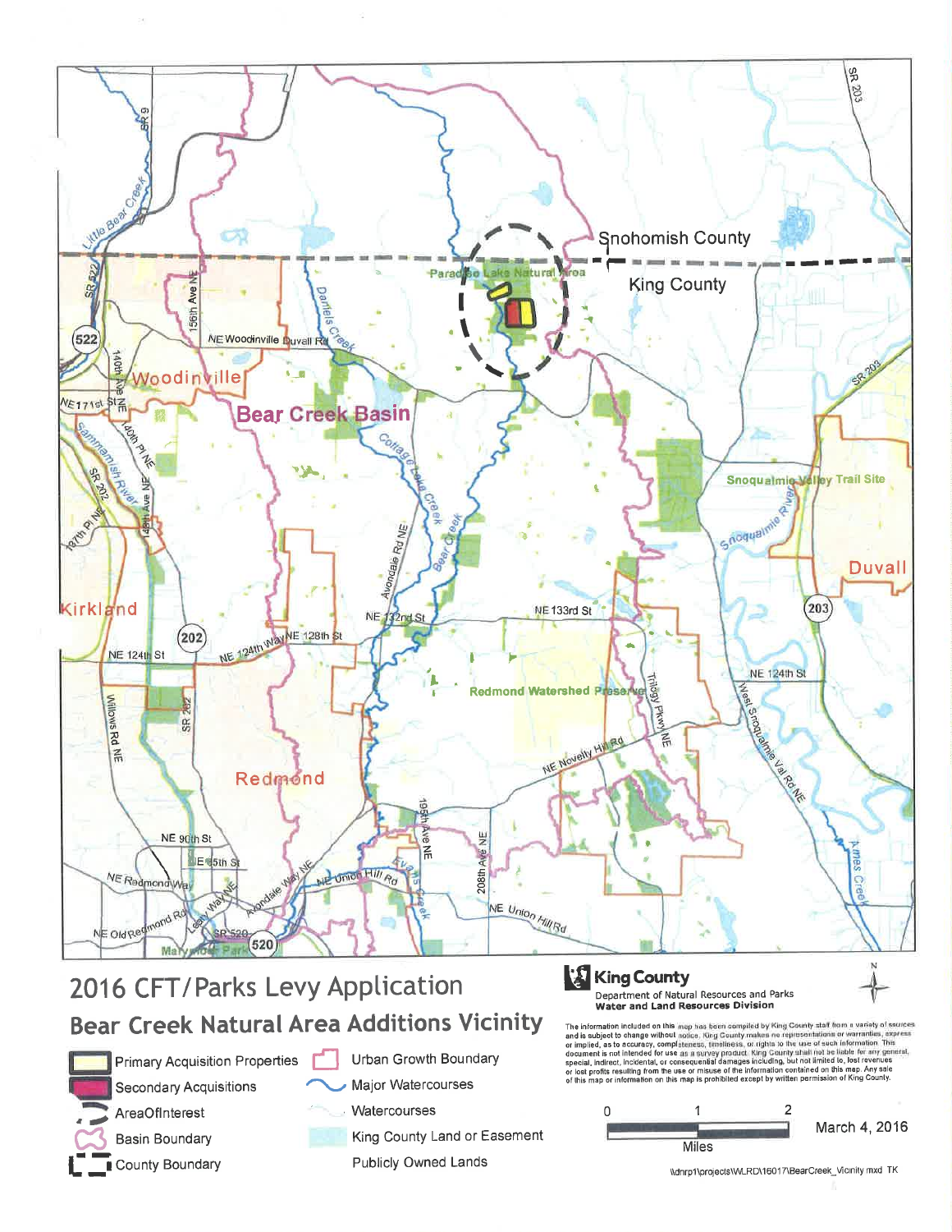# 2016 CFT/Parks Levy Application

## Bear Creek Natural Area Additions Vicinity

Primary Acquisition Properties

Secondary Acquisitions

AreaOfInterest

Basin Boundary

County Boundary

Urban Growth Boundary

Major Watercourses

Watercourses

King County Land or Easement

Publicly Owned Lands

King County

Department of Natural Resources and Parks
Water and Land Resources Division

The information included on this map has been compiled by King County staff from a variety of sources and is subject to change without notice. King County makes no representations or warranties, express or implied, as to accuracy, completeness, timeliness, or rights to the use of such information. This document is not intended for use as a survey product. King County shall not be liable for any general, special, indirect, incidental, or consequential damages including, but not limited to, lost revenues or lost profits resulting from the use or misuse of the information contained on this map. Any sale of this map or information on this map is prohibited except by written permission of King County.

0 1 2
Miles

March 4, 2016

\\dnrp1\projects\WLRD\16017\BearCreek_Vicinity.mxd TK